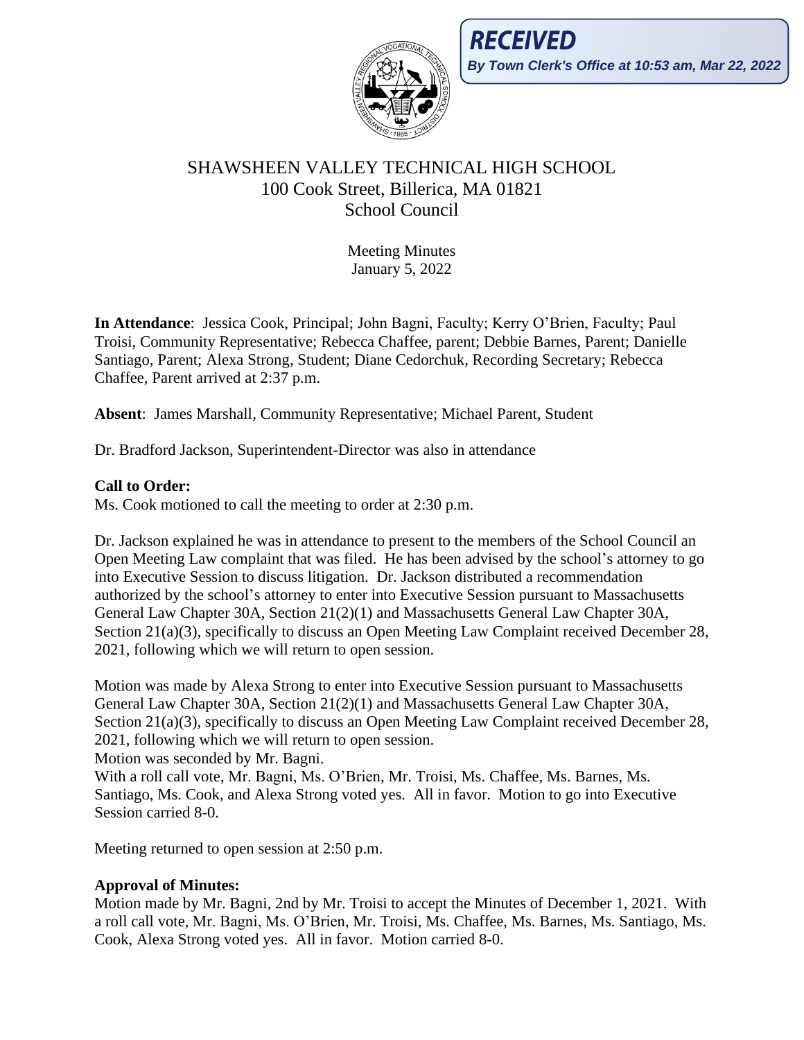**RECEIVED**
*By Town Clerk's Office at 10:53 am, Mar 22, 2022*

# SHAWSHEEN VALLEY TECHNICAL HIGH SCHOOL
## 100 Cook Street, Billerica, MA 01821
## School Council

Meeting Minutes
January 5, 2022

**In Attendance**: Jessica Cook, Principal; John Bagni, Faculty; Kerry O'Brien, Faculty; Paul Troisi, Community Representative; Rebecca Chaffee, parent; Debbie Barnes, Parent; Danielle Santiago, Parent; Alexa Strong, Student; Diane Cedorchuk, Recording Secretary; Rebecca Chaffee, Parent arrived at 2:37 p.m.

**Absent**: James Marshall, Community Representative; Michael Parent, Student

Dr. Bradford Jackson, Superintendent-Director was also in attendance

**Call to Order:**
Ms. Cook motioned to call the meeting to order at 2:30 p.m.

Dr. Jackson explained he was in attendance to present to the members of the School Council an Open Meeting Law complaint that was filed. He has been advised by the school's attorney to go into Executive Session to discuss litigation. Dr. Jackson distributed a recommendation authorized by the school's attorney to enter into Executive Session pursuant to Massachusetts General Law Chapter 30A, Section 21(2)(1) and Massachusetts General Law Chapter 30A, Section 21(a)(3), specifically to discuss an Open Meeting Law Complaint received December 28, 2021, following which we will return to open session.

Motion was made by Alexa Strong to enter into Executive Session pursuant to Massachusetts General Law Chapter 30A, Section 21(2)(1) and Massachusetts General Law Chapter 30A, Section 21(a)(3), specifically to discuss an Open Meeting Law Complaint received December 28, 2021, following which we will return to open session.
Motion was seconded by Mr. Bagni.
With a roll call vote, Mr. Bagni, Ms. O'Brien, Mr. Troisi, Ms. Chaffee, Ms. Barnes, Ms. Santiago, Ms. Cook, and Alexa Strong voted yes. All in favor. Motion to go into Executive Session carried 8-0.

Meeting returned to open session at 2:50 p.m.

**Approval of Minutes:**
Motion made by Mr. Bagni, 2nd by Mr. Troisi to accept the Minutes of December 1, 2021. With a roll call vote, Mr. Bagni, Ms. O'Brien, Mr. Troisi, Ms. Chaffee, Ms. Barnes, Ms. Santiago, Ms. Cook, Alexa Strong voted yes. All in favor. Motion carried 8-0.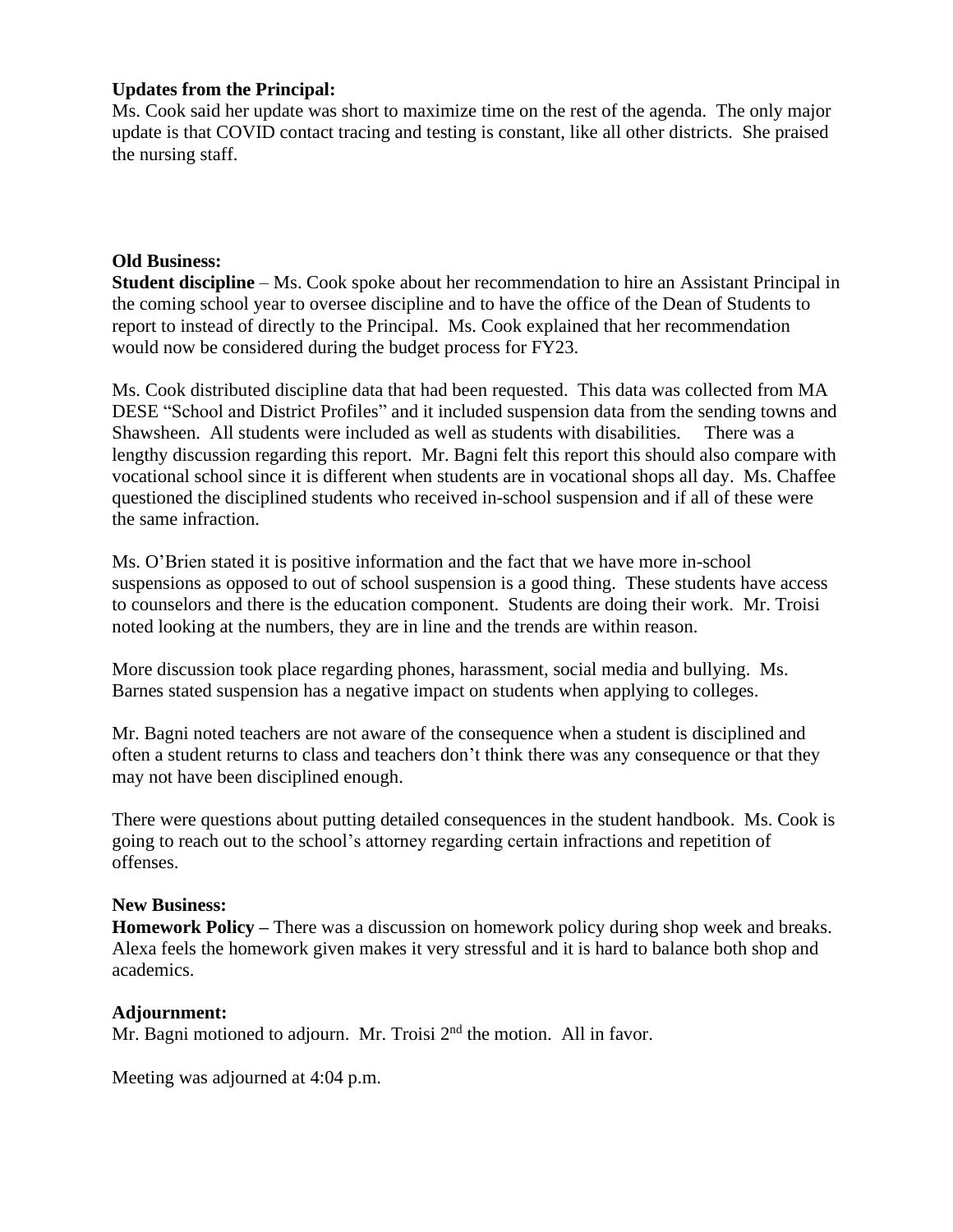**Updates from the Principal:**
Ms. Cook said her update was short to maximize time on the rest of the agenda. The only major update is that COVID contact tracing and testing is constant, like all other districts. She praised the nursing staff.

**Old Business:**
**Student discipline** – Ms. Cook spoke about her recommendation to hire an Assistant Principal in the coming school year to oversee discipline and to have the office of the Dean of Students to report to instead of directly to the Principal. Ms. Cook explained that her recommendation would now be considered during the budget process for FY23.

Ms. Cook distributed discipline data that had been requested. This data was collected from MA DESE "School and District Profiles" and it included suspension data from the sending towns and Shawsheen. All students were included as well as students with disabilities. There was a lengthy discussion regarding this report. Mr. Bagni felt this report this should also compare with vocational school since it is different when students are in vocational shops all day. Ms. Chaffee questioned the disciplined students who received in-school suspension and if all of these were the same infraction.

Ms. O'Brien stated it is positive information and the fact that we have more in-school suspensions as opposed to out of school suspension is a good thing. These students have access to counselors and there is the education component. Students are doing their work. Mr. Troisi noted looking at the numbers, they are in line and the trends are within reason.

More discussion took place regarding phones, harassment, social media and bullying. Ms. Barnes stated suspension has a negative impact on students when applying to colleges.

Mr. Bagni noted teachers are not aware of the consequence when a student is disciplined and often a student returns to class and teachers don't think there was any consequence or that they may not have been disciplined enough.

There were questions about putting detailed consequences in the student handbook. Ms. Cook is going to reach out to the school's attorney regarding certain infractions and repetition of offenses.

**New Business:**
**Homework Policy –** There was a discussion on homework policy during shop week and breaks. Alexa feels the homework given makes it very stressful and it is hard to balance both shop and academics.

**Adjournment:**
Mr. Bagni motioned to adjourn. Mr. Troisi 2nd the motion. All in favor.

Meeting was adjourned at 4:04 p.m.